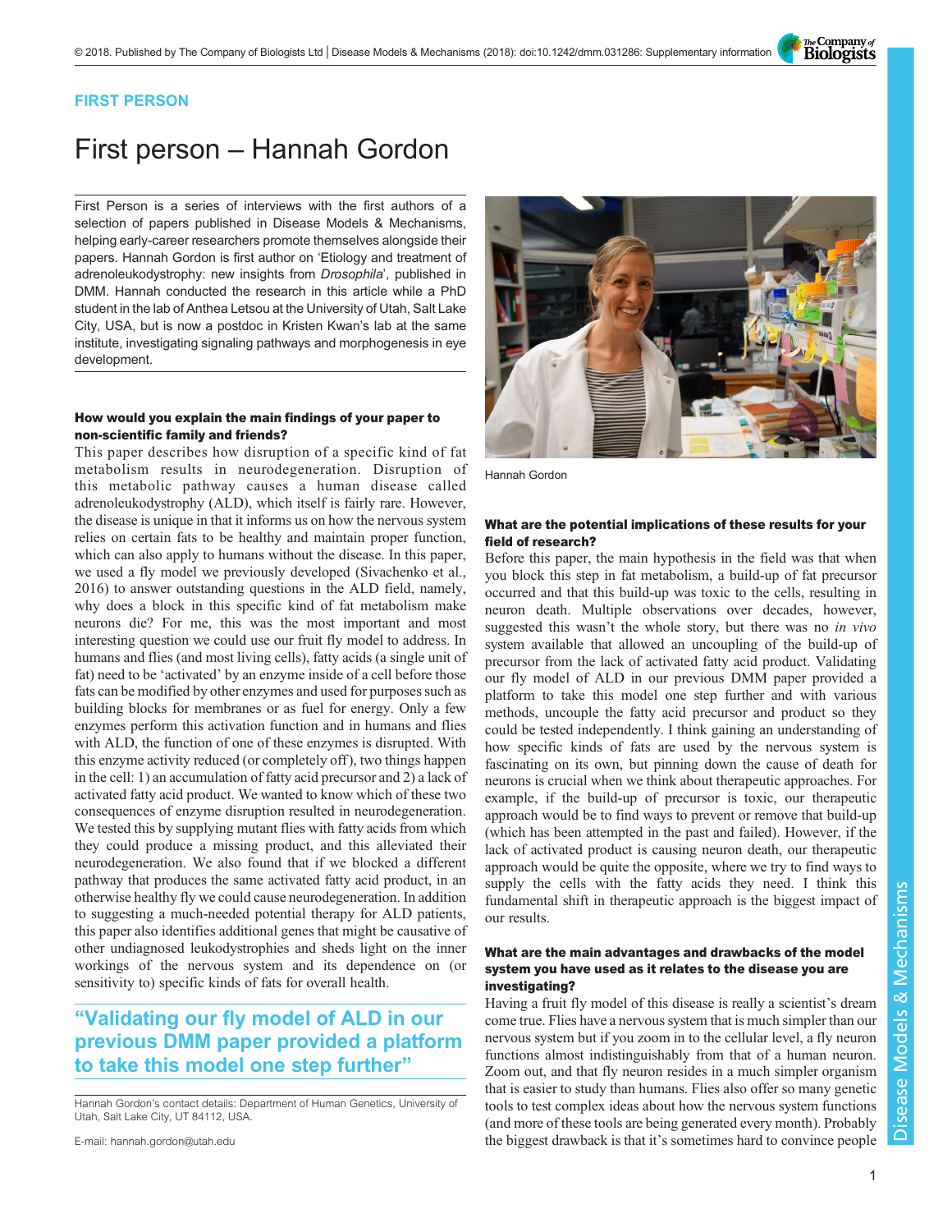FIRST PERSON

# First person – Hannah Gordon

First Person is a series of interviews with the first authors of a selection of papers published in Disease Models & Mechanisms, helping early-career researchers promote themselves alongside their papers. Hannah Gordon is first author on 'Etiology and treatment of adrenoleukodystrophy: new insights from *Drosophila*', published in DMM. Hannah conducted the research in this article while a PhD student in the lab of Anthea Letsou at the University of Utah, Salt Lake City, USA, but is now a postdoc in Kristen Kwan's lab at the same institute, investigating signaling pathways and morphogenesis in eye development.

Hannah Gordon

### How would you explain the main findings of your paper to non-scientific family and friends?

This paper describes how disruption of a specific kind of fat metabolism results in neurodegeneration. Disruption of this metabolic pathway causes a human disease called adrenoleukodystrophy (ALD), which itself is fairly rare. However, the disease is unique in that it informs us on how the nervous system relies on certain fats to be healthy and maintain proper function, which can also apply to humans without the disease. In this paper, we used a fly model we previously developed (Sivachenko et al., 2016) to answer outstanding questions in the ALD field, namely, why does a block in this specific kind of fat metabolism make neurons die? For me, this was the most important and most interesting question we could use our fruit fly model to address. In humans and flies (and most living cells), fatty acids (a single unit of fat) need to be 'activated' by an enzyme inside of a cell before those fats can be modified by other enzymes and used for purposes such as building blocks for membranes or as fuel for energy. Only a few enzymes perform this activation function and in humans and flies with ALD, the function of one of these enzymes is disrupted. With this enzyme activity reduced (or completely off), two things happen in the cell: 1) an accumulation of fatty acid precursor and 2) a lack of activated fatty acid product. We wanted to know which of these two consequences of enzyme disruption resulted in neurodegeneration. We tested this by supplying mutant flies with fatty acids from which they could produce a missing product, and this alleviated their neurodegeneration. We also found that if we blocked a different pathway that produces the same activated fatty acid product, in an otherwise healthy fly we could cause neurodegeneration. In addition to suggesting a much-needed potential therapy for ALD patients, this paper also identifies additional genes that might be causative of other undiagnosed leukodystrophies and sheds light on the inner workings of the nervous system and its dependence on (or sensitivity to) specific kinds of fats for overall health.

> "Validating our fly model of ALD in our previous DMM paper provided a platform to take this model one step further"

Hannah Gordon's contact details: Department of Human Genetics, University of Utah, Salt Lake City, UT 84112, USA.

E-mail: hannah.gordon@utah.edu

### What are the potential implications of these results for your field of research?

Before this paper, the main hypothesis in the field was that when you block this step in fat metabolism, a build-up of fat precursor occurred and that this build-up was toxic to the cells, resulting in neuron death. Multiple observations over decades, however, suggested this wasn't the whole story, but there was no *in vivo* system available that allowed an uncoupling of the build-up of precursor from the lack of activated fatty acid product. Validating our fly model of ALD in our previous DMM paper provided a platform to take this model one step further and with various methods, uncouple the fatty acid precursor and product so they could be tested independently. I think gaining an understanding of how specific kinds of fats are used by the nervous system is fascinating on its own, but pinning down the cause of death for neurons is crucial when we think about therapeutic approaches. For example, if the build-up of precursor is toxic, our therapeutic approach would be to find ways to prevent or remove that build-up (which has been attempted in the past and failed). However, if the lack of activated product is causing neuron death, our therapeutic approach would be quite the opposite, where we try to find ways to supply the cells with the fatty acids they need. I think this fundamental shift in therapeutic approach is the biggest impact of our results.

### What are the main advantages and drawbacks of the model system you have used as it relates to the disease you are investigating?

Having a fruit fly model of this disease is really a scientist's dream come true. Flies have a nervous system that is much simpler than our nervous system but if you zoom in to the cellular level, a fly neuron functions almost indistinguishably from that of a human neuron. Zoom out, and that fly neuron resides in a much simpler organism that is easier to study than humans. Flies also offer so many genetic tools to test complex ideas about how the nervous system functions (and more of these tools are being generated every month). Probably the biggest drawback is that it's sometimes hard to convince people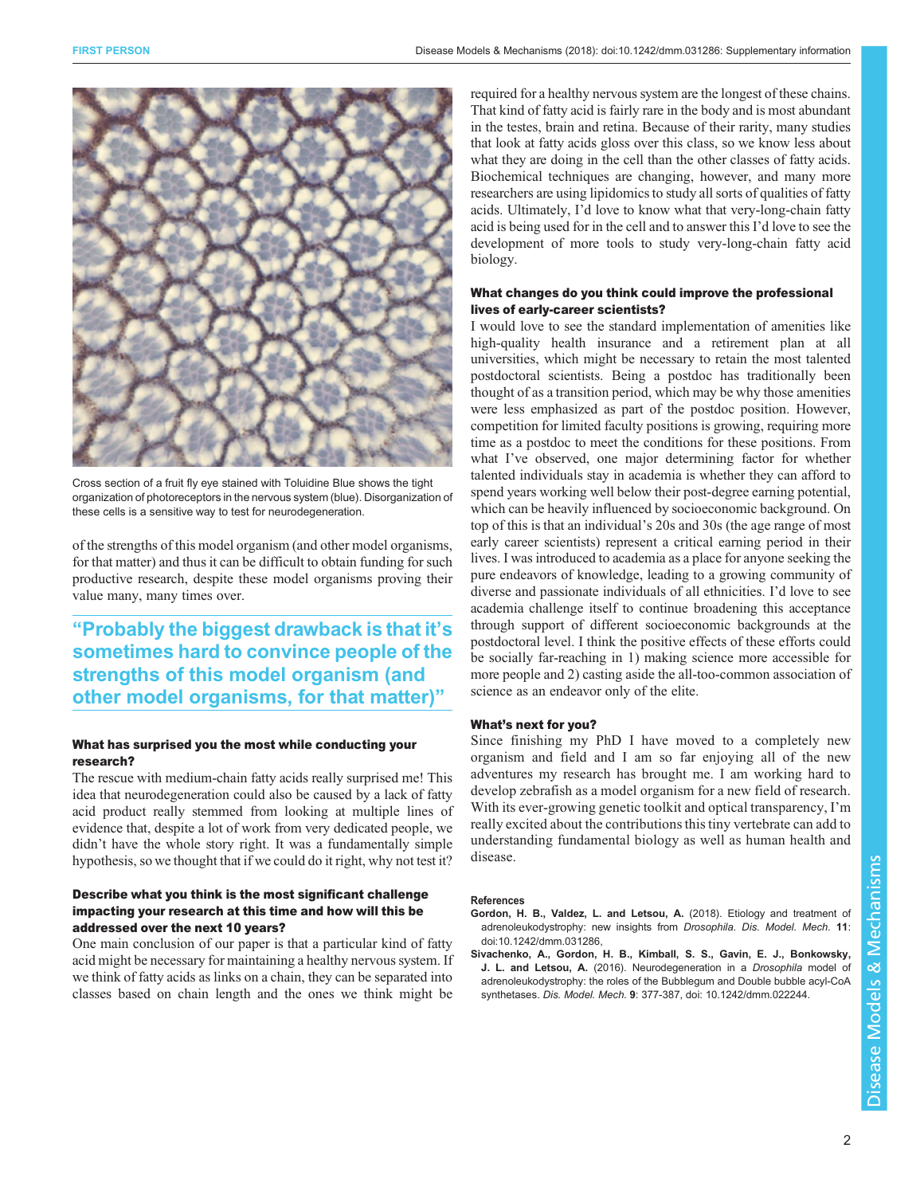Cross section of a fruit fly eye stained with Toluidine Blue shows the tight organization of photoreceptors in the nervous system (blue). Disorganization of these cells is a sensitive way to test for neurodegeneration.

of the strengths of this model organism (and other model organisms, for that matter) and thus it can be difficult to obtain funding for such productive research, despite these model organisms proving their value many, many times over.

> **"Probably the biggest drawback is that it's sometimes hard to convince people of the strengths of this model organism (and other model organisms, for that matter)"**

### What has surprised you the most while conducting your research?

The rescue with medium-chain fatty acids really surprised me! This idea that neurodegeneration could also be caused by a lack of fatty acid product really stemmed from looking at multiple lines of evidence that, despite a lot of work from very dedicated people, we didn't have the whole story right. It was a fundamentally simple hypothesis, so we thought that if we could do it right, why not test it?

### Describe what you think is the most significant challenge impacting your research at this time and how will this be addressed over the next 10 years?

One main conclusion of our paper is that a particular kind of fatty acid might be necessary for maintaining a healthy nervous system. If we think of fatty acids as links on a chain, they can be separated into classes based on chain length and the ones we think might be required for a healthy nervous system are the longest of these chains. That kind of fatty acid is fairly rare in the body and is most abundant in the testes, brain and retina. Because of their rarity, many studies that look at fatty acids gloss over this class, so we know less about what they are doing in the cell than the other classes of fatty acids. Biochemical techniques are changing, however, and many more researchers are using lipidomics to study all sorts of qualities of fatty acids. Ultimately, I'd love to know what that very-long-chain fatty acid is being used for in the cell and to answer this I'd love to see the development of more tools to study very-long-chain fatty acid biology.

### What changes do you think could improve the professional lives of early-career scientists?

I would love to see the standard implementation of amenities like high-quality health insurance and a retirement plan at all universities, which might be necessary to retain the most talented postdoctoral scientists. Being a postdoc has traditionally been thought of as a transition period, which may be why those amenities were less emphasized as part of the postdoc position. However, competition for limited faculty positions is growing, requiring more time as a postdoc to meet the conditions for these positions. From what I've observed, one major determining factor for whether talented individuals stay in academia is whether they can afford to spend years working well below their post-degree earning potential, which can be heavily influenced by socioeconomic background. On top of this is that an individual's 20s and 30s (the age range of most early career scientists) represent a critical earning period in their lives. I was introduced to academia as a place for anyone seeking the pure endeavors of knowledge, leading to a growing community of diverse and passionate individuals of all ethnicities. I'd love to see academia challenge itself to continue broadening this acceptance through support of different socioeconomic backgrounds at the postdoctoral level. I think the positive effects of these efforts could be socially far-reaching in 1) making science more accessible for more people and 2) casting aside the all-too-common association of science as an endeavor only of the elite.

### What's next for you?

Since finishing my PhD I have moved to a completely new organism and field and I am so far enjoying all of the new adventures my research has brought me. I am working hard to develop zebrafish as a model organism for a new field of research. With its ever-growing genetic toolkit and optical transparency, I'm really excited about the contributions this tiny vertebrate can add to understanding fundamental biology as well as human health and disease.

#### References

**Gordon, H. B., Valdez, L. and Letsou, A.** (2018). Etiology and treatment of adrenoleukodystrophy: new insights from *Drosophila*. *Dis. Model. Mech.* **11**: doi:10.1242/dmm.031286,

**Sivachenko, A., Gordon, H. B., Kimball, S. S., Gavin, E. J., Bonkowsky, J. L. and Letsou, A.** (2016). Neurodegeneration in a *Drosophila* model of adrenoleukodystrophy: the roles of the Bubblegum and Double bubble acyl-CoA synthetases. *Dis. Model. Mech.* **9**: 377-387, doi: 10.1242/dmm.022244.